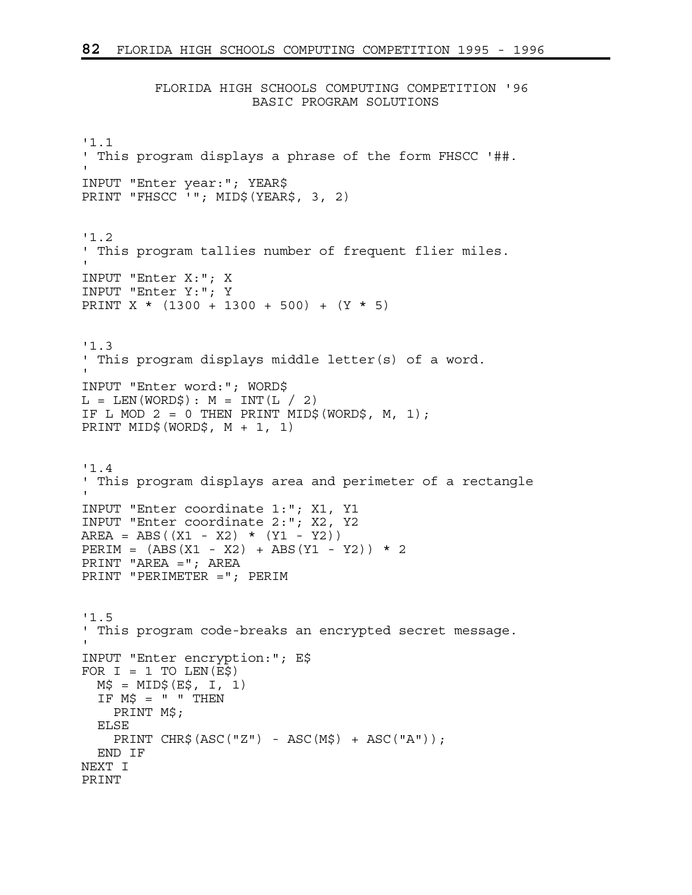# FLORIDA HIGH SCHOOLS COMPUTING COMPETITION '96
## BASIC PROGRAM SOLUTIONS

```
'1.1
' This program displays a phrase of the form FHSCC '##.
'
INPUT "Enter year:"; YEAR$
PRINT "FHSCC '"; MID$(YEAR$, 3, 2)


'1.2
' This program tallies number of frequent flier miles.
'
INPUT "Enter X:"; X
INPUT "Enter Y:"; Y
PRINT X * (1300 + 1300 + 500) + (Y * 5)


'1.3
' This program displays middle letter(s) of a word.
'
INPUT "Enter word:"; WORD$
L = LEN(WORD$): M = INT(L / 2)
IF L MOD 2 = 0 THEN PRINT MID$(WORD$, M, 1);
PRINT MID$(WORD$, M + 1, 1)


'1.4
' This program displays area and perimeter of a rectangle
'
INPUT "Enter coordinate 1:"; X1, Y1
INPUT "Enter coordinate 2:"; X2, Y2
AREA = ABS((X1 - X2) * (Y1 - Y2))
PERIM = (ABS(X1 - X2) + ABS(Y1 - Y2)) * 2
PRINT "AREA ="; AREA
PRINT "PERIMETER ="; PERIM


'1.5
' This program code-breaks an encrypted secret message.
'
INPUT "Enter encryption:"; E$
FOR I = 1 TO LEN(E$)
  M$ = MID$(E$, I, 1)
  IF M$ = " " THEN
    PRINT M$;
  ELSE
    PRINT CHR$(ASC("Z") - ASC(M$) + ASC("A"));
  END IF
NEXT I
PRINT
```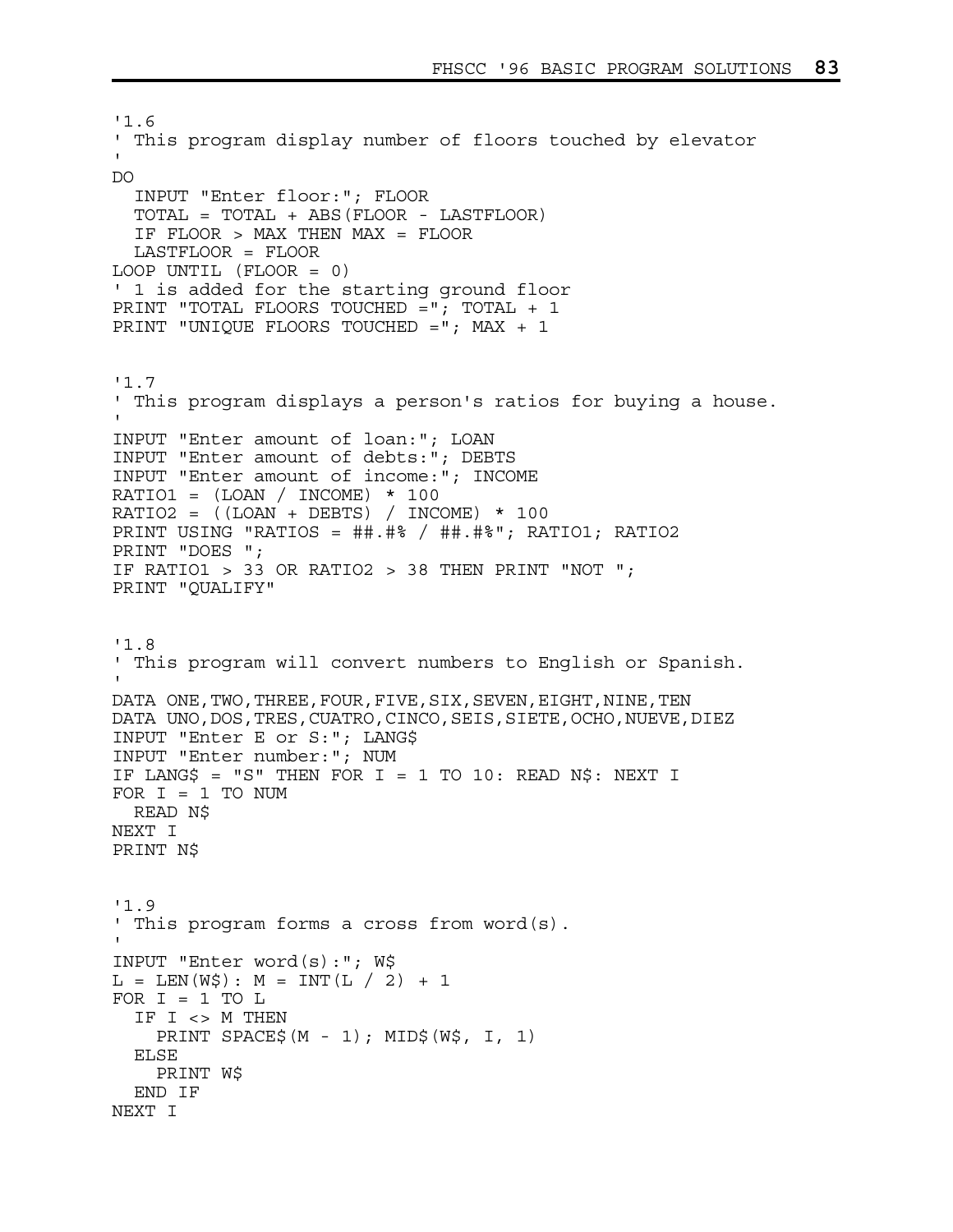```
'1.6
' This program display number of floors touched by elevator
'
DO
  INPUT "Enter floor:"; FLOOR
  TOTAL = TOTAL + ABS(FLOOR - LASTFLOOR)
  IF FLOOR > MAX THEN MAX = FLOOR
  LASTFLOOR = FLOOR
LOOP UNTIL (FLOOR = 0)
' 1 is added for the starting ground floor
PRINT "TOTAL FLOORS TOUCHED ="; TOTAL + 1
PRINT "UNIQUE FLOORS TOUCHED ="; MAX + 1
```

```
'1.7
' This program displays a person's ratios for buying a house.
'
INPUT "Enter amount of loan:"; LOAN
INPUT "Enter amount of debts:"; DEBTS
INPUT "Enter amount of income:"; INCOME
RATIO1 = (LOAN / INCOME) * 100
RATIO2 = ((LOAN + DEBTS) / INCOME) * 100
PRINT USING "RATIOS = ##.#% / ##.#%"; RATIO1; RATIO2
PRINT "DOES ";
IF RATIO1 > 33 OR RATIO2 > 38 THEN PRINT "NOT ";
PRINT "QUALIFY"
```

```
'1.8
' This program will convert numbers to English or Spanish.
'
DATA ONE,TWO,THREE,FOUR,FIVE,SIX,SEVEN,EIGHT,NINE,TEN
DATA UNO,DOS,TRES,CUATRO,CINCO,SEIS,SIETE,OCHO,NUEVE,DIEZ
INPUT "Enter E or S:"; LANG$
INPUT "Enter number:"; NUM
IF LANG$ = "S" THEN FOR I = 1 TO 10: READ N$: NEXT I
FOR I = 1 TO NUM
  READ N$
NEXT I
PRINT N$
```

```
'1.9
' This program forms a cross from word(s).
'
INPUT "Enter word(s):"; W$
L = LEN(W$): M = INT(L / 2) + 1
FOR I = 1 TO L
  IF I <> M THEN
    PRINT SPACE$(M - 1); MID$(W$, I, 1)
  ELSE
    PRINT W$
  END IF
NEXT I
```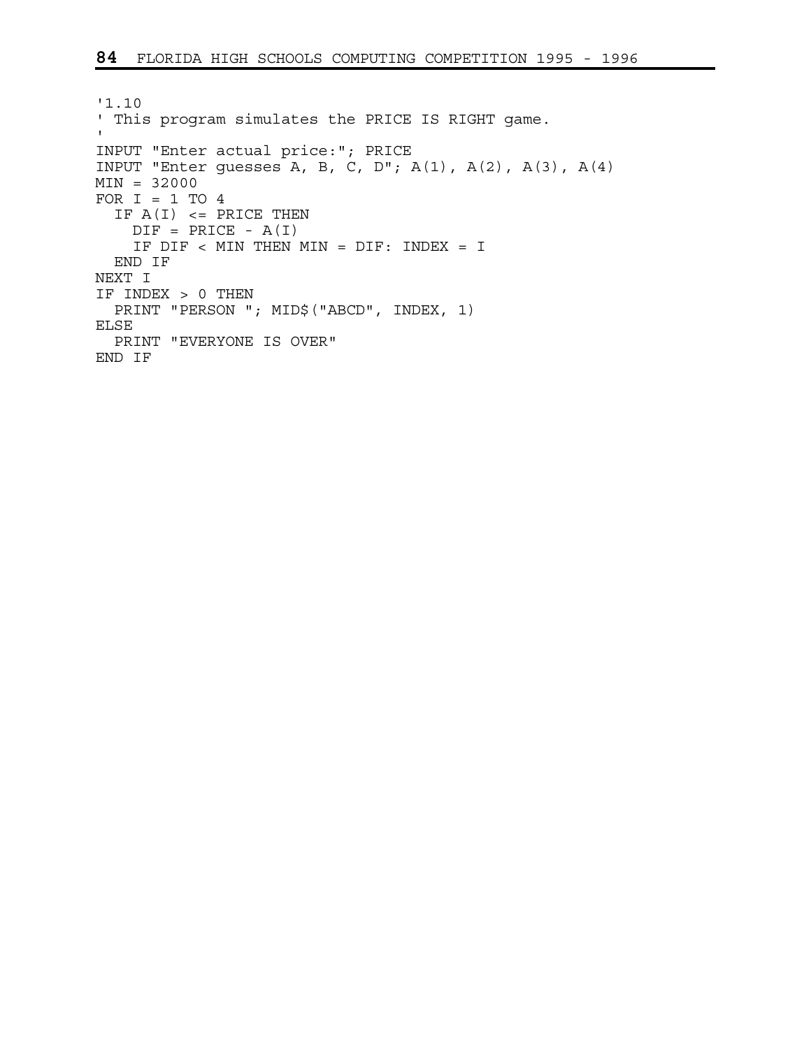```
'1.10
' This program simulates the PRICE IS RIGHT game.
'
INPUT "Enter actual price:"; PRICE
INPUT "Enter guesses A, B, C, D"; A(1), A(2), A(3), A(4)
MIN = 32000
FOR I = 1 TO 4
  IF A(I) <= PRICE THEN
    DIF = PRICE - A(I)
    IF DIF < MIN THEN MIN = DIF: INDEX = I
  END IF
NEXT I
IF INDEX > 0 THEN
  PRINT "PERSON "; MID$("ABCD", INDEX, 1)
ELSE
  PRINT "EVERYONE IS OVER"
END IF
```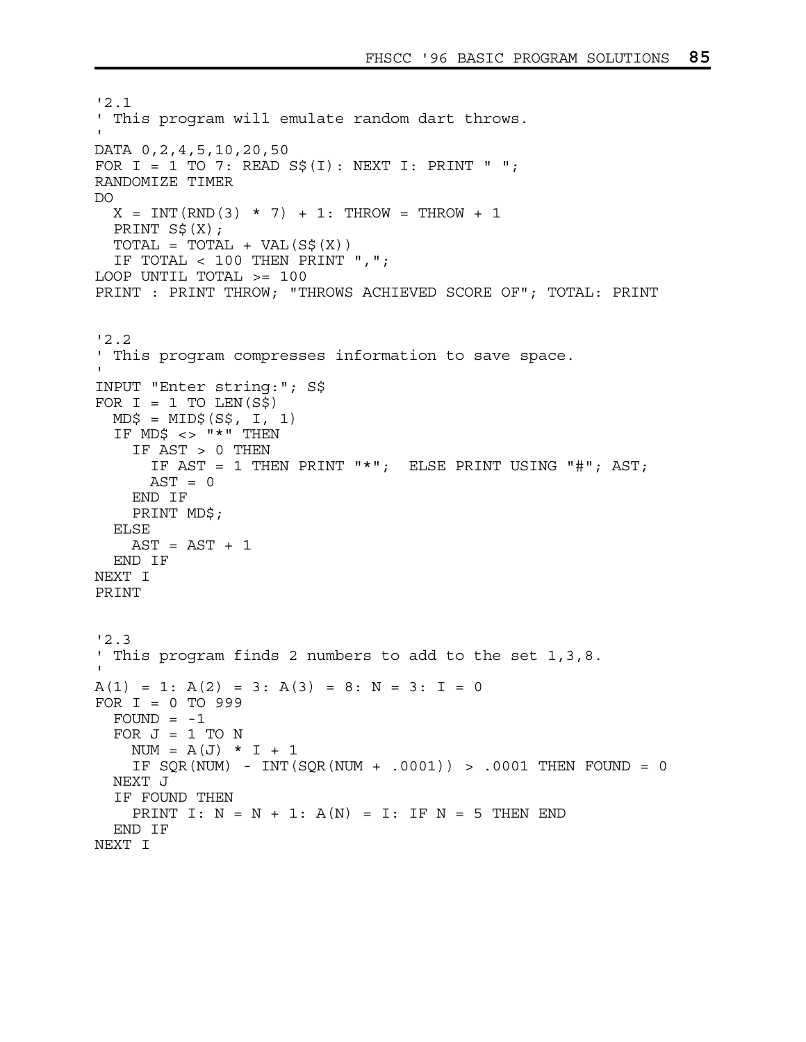```
'2.1
' This program will emulate random dart throws.
'
DATA 0,2,4,5,10,20,50
FOR I = 1 TO 7: READ S$(I): NEXT I: PRINT " ";
RANDOMIZE TIMER
DO
  X = INT(RND(3) * 7) + 1: THROW = THROW + 1
  PRINT S$(X);
  TOTAL = TOTAL + VAL(S$(X))
  IF TOTAL < 100 THEN PRINT ",";
LOOP UNTIL TOTAL >= 100
PRINT : PRINT THROW; "THROWS ACHIEVED SCORE OF"; TOTAL: PRINT
```

```
'2.2
' This program compresses information to save space.
'
INPUT "Enter string:"; S$
FOR I = 1 TO LEN(S$)
  MD$ = MID$(S$, I, 1)
  IF MD$ <> "*" THEN
    IF AST > 0 THEN
      IF AST = 1 THEN PRINT "*";  ELSE PRINT USING "#"; AST;
      AST = 0
    END IF
    PRINT MD$;
  ELSE
    AST = AST + 1
  END IF
NEXT I
PRINT
```

```
'2.3
' This program finds 2 numbers to add to the set 1,3,8.
'
A(1) = 1: A(2) = 3: A(3) = 8: N = 3: I = 0
FOR I = 0 TO 999
  FOUND = -1
  FOR J = 1 TO N
    NUM = A(J) * I + 1
    IF SQR(NUM) - INT(SQR(NUM + .0001)) > .0001 THEN FOUND = 0
  NEXT J
  IF FOUND THEN
    PRINT I: N = N + 1: A(N) = I: IF N = 5 THEN END
  END IF
NEXT I
```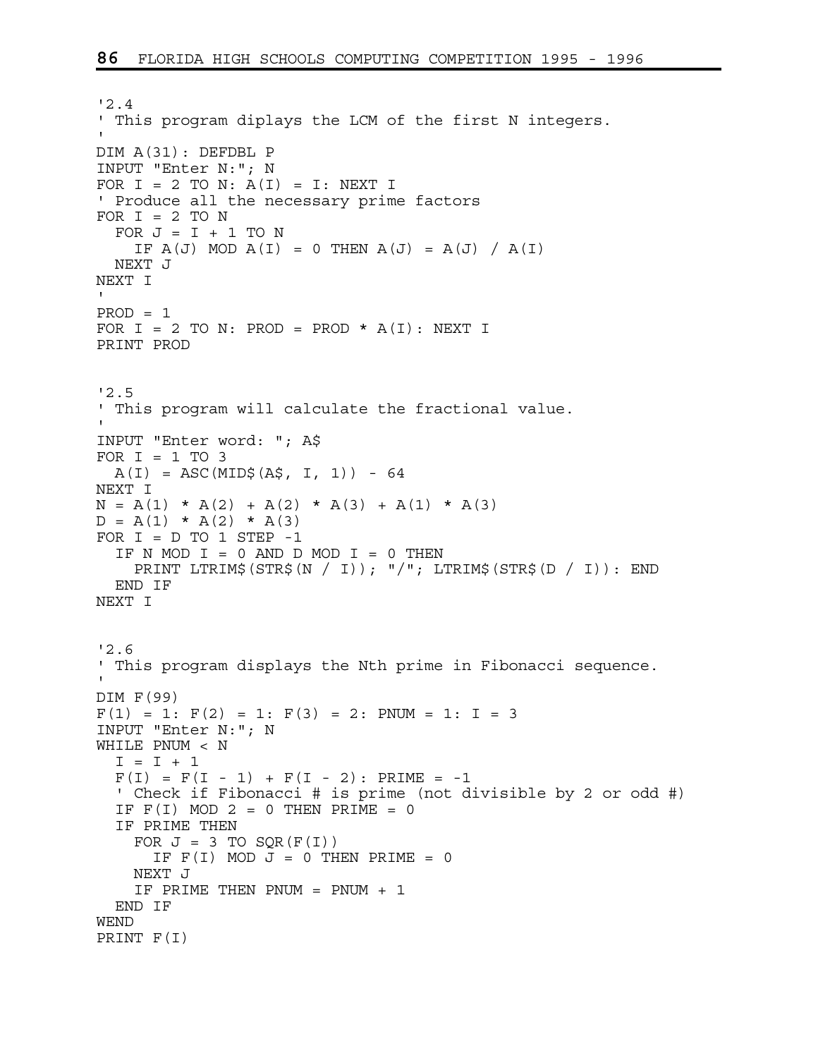```
'2.4
' This program diplays the LCM of the first N integers.
'
DIM A(31): DEFDBL P
INPUT "Enter N:"; N
FOR I = 2 TO N: A(I) = I: NEXT I
' Produce all the necessary prime factors
FOR I = 2 TO N
  FOR J = I + 1 TO N
    IF A(J) MOD A(I) = 0 THEN A(J) = A(J) / A(I)
  NEXT J
NEXT I
'
PROD = 1
FOR I = 2 TO N: PROD = PROD * A(I): NEXT I
PRINT PROD
```

```
'2.5
' This program will calculate the fractional value.
'
INPUT "Enter word: "; A$
FOR I = 1 TO 3
  A(I) = ASC(MID$(A$, I, 1)) - 64
NEXT I
N = A(1) * A(2) + A(2) * A(3) + A(1) * A(3)
D = A(1) * A(2) * A(3)
FOR I = D TO 1 STEP -1
  IF N MOD I = 0 AND D MOD I = 0 THEN
    PRINT LTRIM$(STR$(N / I)); "/"; LTRIM$(STR$(D / I)): END
  END IF
NEXT I
```

```
'2.6
' This program displays the Nth prime in Fibonacci sequence.
'
DIM F(99)
F(1) = 1: F(2) = 1: F(3) = 2: PNUM = 1: I = 3
INPUT "Enter N:"; N
WHILE PNUM < N
  I = I + 1
  F(I) = F(I - 1) + F(I - 2): PRIME = -1
  ' Check if Fibonacci # is prime (not divisible by 2 or odd #)
  IF F(I) MOD 2 = 0 THEN PRIME = 0
  IF PRIME THEN
    FOR J = 3 TO SQR(F(I))
      IF F(I) MOD J = 0 THEN PRIME = 0
    NEXT J
    IF PRIME THEN PNUM = PNUM + 1
  END IF
WEND
PRINT F(I)
```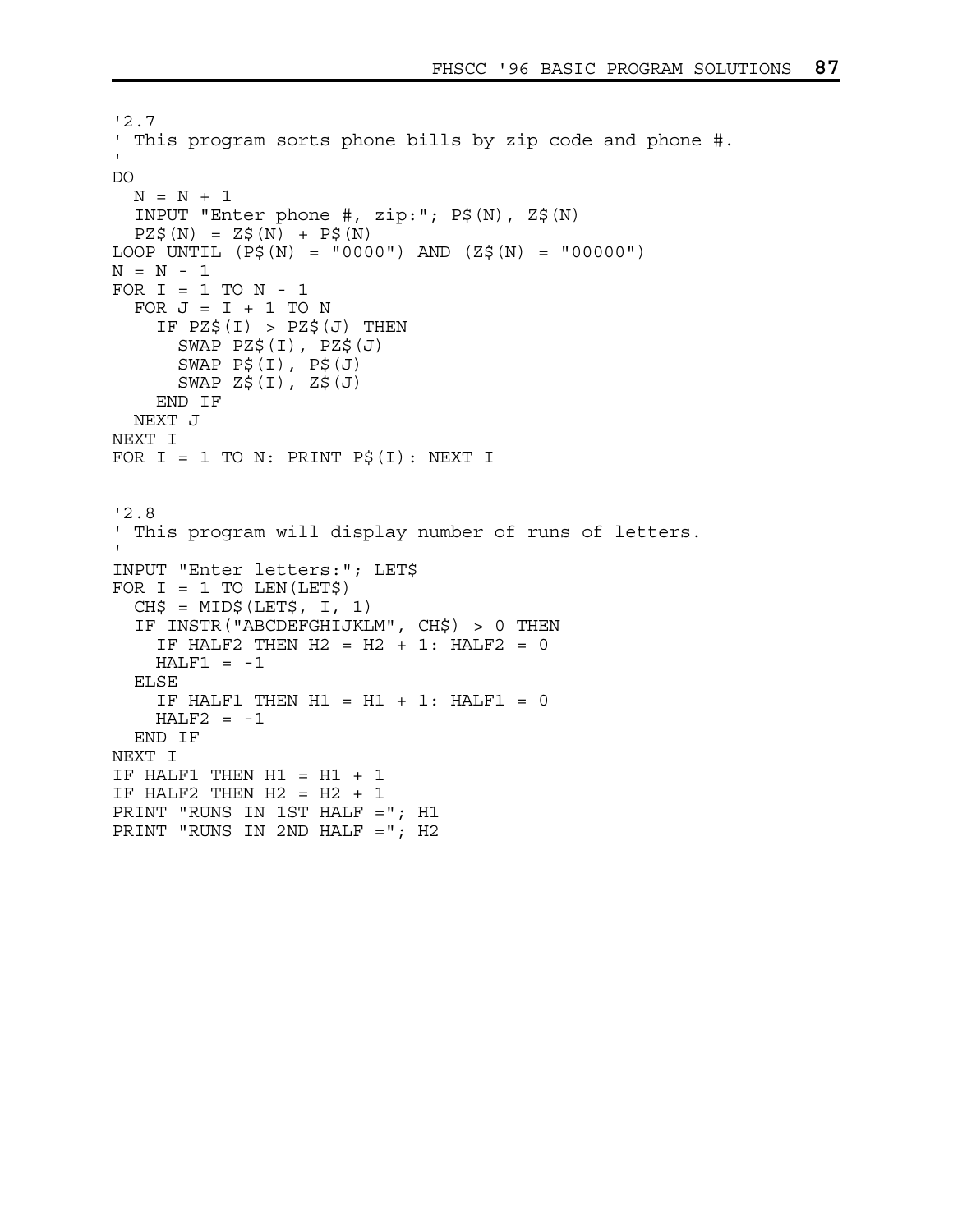```
'2.7
' This program sorts phone bills by zip code and phone #.
'
DO
  N = N + 1
  INPUT "Enter phone #, zip:"; P$(N), Z$(N)
  PZ$(N) = Z$(N) + P$(N)
LOOP UNTIL (P$(N) = "0000") AND (Z$(N) = "00000")
N = N - 1
FOR I = 1 TO N - 1
  FOR J = I + 1 TO N
    IF PZ$(I) > PZ$(J) THEN
      SWAP PZ$(I), PZ$(J)
      SWAP P$(I), P$(J)
      SWAP Z$(I), Z$(J)
    END IF
  NEXT J
NEXT I
FOR I = 1 TO N: PRINT P$(I): NEXT I
```

```
'2.8
' This program will display number of runs of letters.
'
INPUT "Enter letters:"; LET$
FOR I = 1 TO LEN(LET$)
  CH$ = MID$(LET$, I, 1)
  IF INSTR("ABCDEFGHIJKLM", CH$) > 0 THEN
    IF HALF2 THEN H2 = H2 + 1: HALF2 = 0
    HALF1 = -1
  ELSE
    IF HALF1 THEN H1 = H1 + 1: HALF1 = 0
    HALF2 = -1
  END IF
NEXT I
IF HALF1 THEN H1 = H1 + 1
IF HALF2 THEN H2 = H2 + 1
PRINT "RUNS IN 1ST HALF ="; H1
PRINT "RUNS IN 2ND HALF ="; H2
```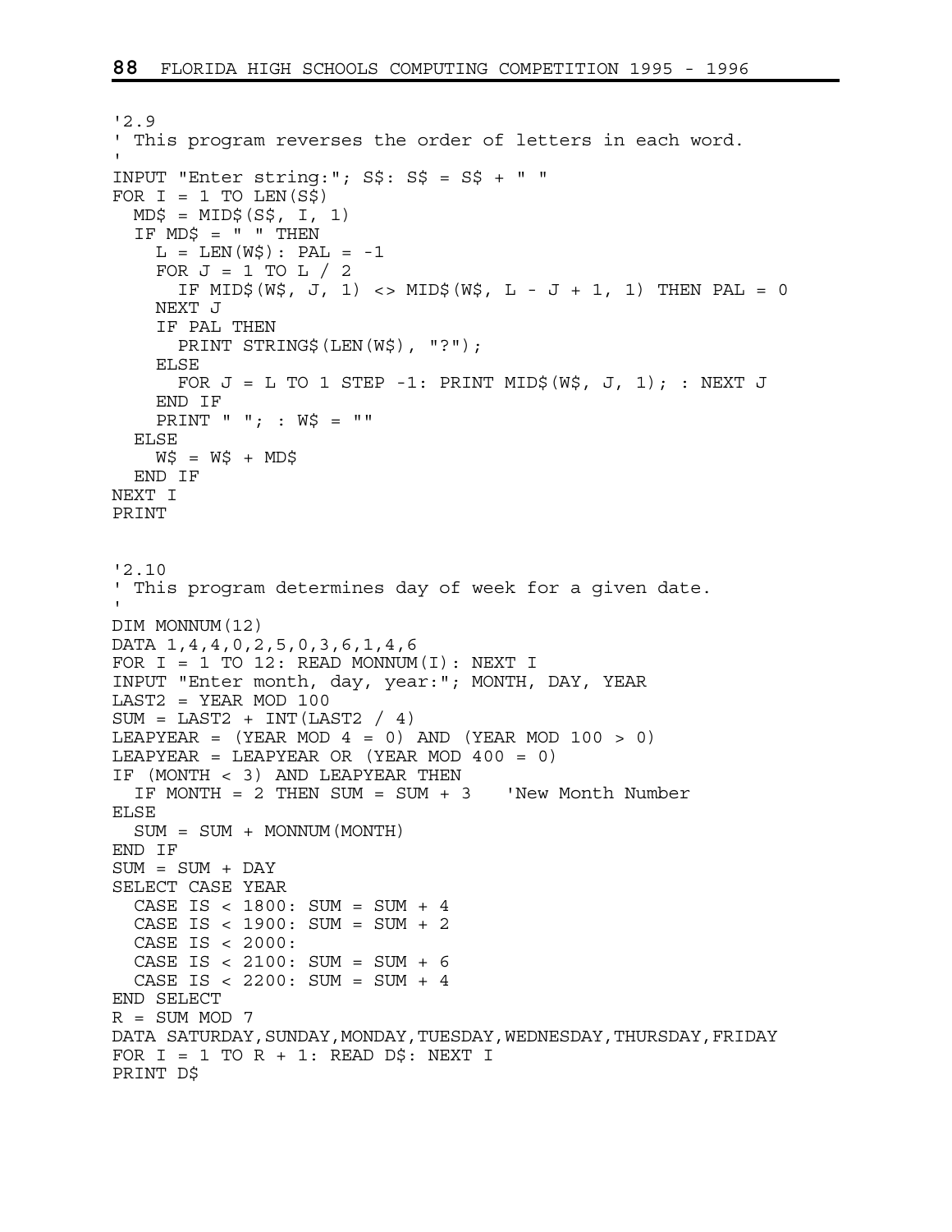```
'2.9
' This program reverses the order of letters in each word.
'
INPUT "Enter string:"; S$: S$ = S$ + " "
FOR I = 1 TO LEN(S$)
  MD$ = MID$(S$, I, 1)
  IF MD$ = " " THEN
    L = LEN(W$): PAL = -1
    FOR J = 1 TO L / 2
      IF MID$(W$, J, 1) <> MID$(W$, L - J + 1, 1) THEN PAL = 0
    NEXT J
    IF PAL THEN
      PRINT STRING$(LEN(W$), "?");
    ELSE
      FOR J = L TO 1 STEP -1: PRINT MID$(W$, J, 1); : NEXT J
    END IF
    PRINT " "; : W$ = ""
  ELSE
    W$ = W$ + MD$
  END IF
NEXT I
PRINT
```

```
'2.10
' This program determines day of week for a given date.
'
DIM MONNUM(12)
DATA 1,4,4,0,2,5,0,3,6,1,4,6
FOR I = 1 TO 12: READ MONNUM(I): NEXT I
INPUT "Enter month, day, year:"; MONTH, DAY, YEAR
LAST2 = YEAR MOD 100
SUM = LAST2 + INT(LAST2 / 4)
LEAPYEAR = (YEAR MOD 4 = 0) AND (YEAR MOD 100 > 0)
LEAPYEAR = LEAPYEAR OR (YEAR MOD 400 = 0)
IF (MONTH < 3) AND LEAPYEAR THEN
  IF MONTH = 2 THEN SUM = SUM + 3   'New Month Number
ELSE
  SUM = SUM + MONNUM(MONTH)
END IF
SUM = SUM + DAY
SELECT CASE YEAR
  CASE IS < 1800: SUM = SUM + 4
  CASE IS < 1900: SUM = SUM + 2
  CASE IS < 2000:
  CASE IS < 2100: SUM = SUM + 6
  CASE IS < 2200: SUM = SUM + 4
END SELECT
R = SUM MOD 7
DATA SATURDAY,SUNDAY,MONDAY,TUESDAY,WEDNESDAY,THURSDAY,FRIDAY
FOR I = 1 TO R + 1: READ D$: NEXT I
PRINT D$
```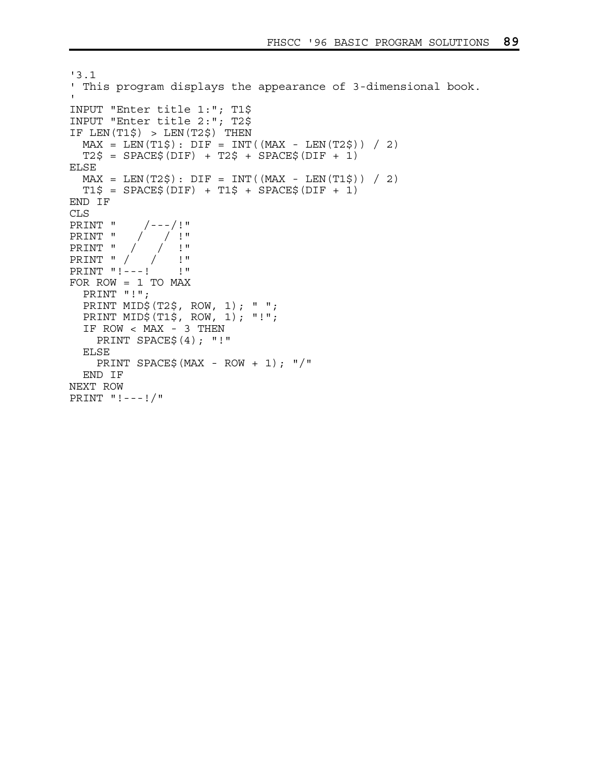```
'3.1
' This program displays the appearance of 3-dimensional book.
'
INPUT "Enter title 1:"; T1$
INPUT "Enter title 2:"; T2$
IF LEN(T1$) > LEN(T2$) THEN
  MAX = LEN(T1$): DIF = INT((MAX - LEN(T2$)) / 2)
  T2$ = SPACE$(DIF) + T2$ + SPACE$(DIF + 1)
ELSE
  MAX = LEN(T2$): DIF = INT((MAX - LEN(T1$)) / 2)
  T1$ = SPACE$(DIF) + T1$ + SPACE$(DIF + 1)
END IF
CLS
PRINT "    /---/!"
PRINT "   /   / !"
PRINT "  /   /  !"
PRINT " /   /   !"
PRINT "!---!    !"
FOR ROW = 1 TO MAX
  PRINT "!";
  PRINT MID$(T2$, ROW, 1); " ";
  PRINT MID$(T1$, ROW, 1); "!";
  IF ROW < MAX - 3 THEN
    PRINT SPACE$(4); "!"
  ELSE
    PRINT SPACE$(MAX - ROW + 1); "/"
  END IF
NEXT ROW
PRINT "!---!/"
```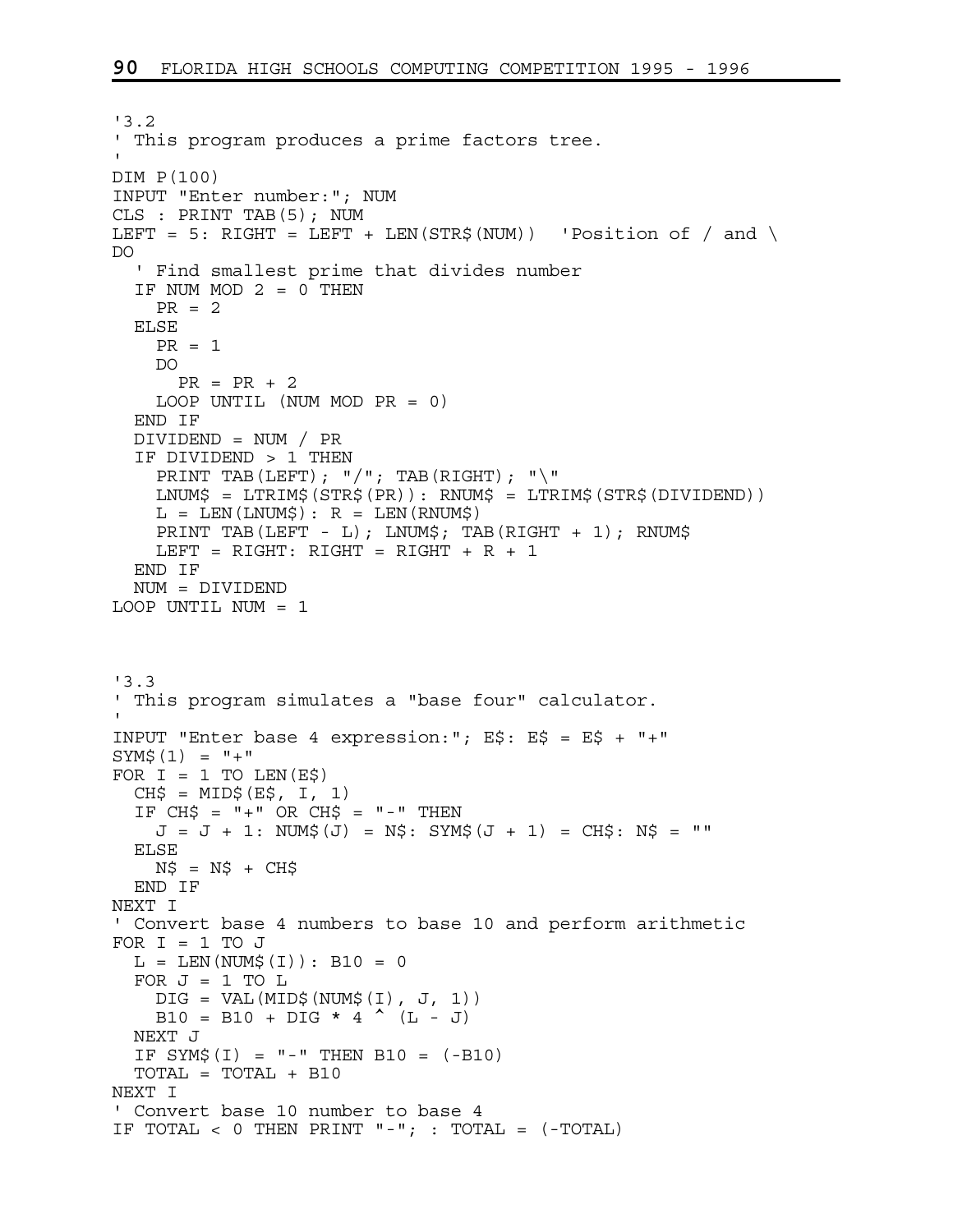```
'3.2
' This program produces a prime factors tree.
'
DIM P(100)
INPUT "Enter number:"; NUM
CLS : PRINT TAB(5); NUM
LEFT = 5: RIGHT = LEFT + LEN(STR$(NUM))  'Position of / and \
DO
  ' Find smallest prime that divides number
  IF NUM MOD 2 = 0 THEN
    PR = 2
  ELSE
    PR = 1
    DO
      PR = PR + 2
    LOOP UNTIL (NUM MOD PR = 0)
  END IF
  DIVIDEND = NUM / PR
  IF DIVIDEND > 1 THEN
    PRINT TAB(LEFT); "/"; TAB(RIGHT); "\"
    LNUM$ = LTRIM$(STR$(PR)): RNUM$ = LTRIM$(STR$(DIVIDEND))
    L = LEN(LNUM$): R = LEN(RNUM$)
    PRINT TAB(LEFT - L); LNUM$; TAB(RIGHT + 1); RNUM$
    LEFT = RIGHT: RIGHT = RIGHT + R + 1
  END IF
  NUM = DIVIDEND
LOOP UNTIL NUM = 1
```

```
'3.3
' This program simulates a "base four" calculator.
'
INPUT "Enter base 4 expression:"; E$: E$ = E$ + "+"
SYM$(1) = "+"
FOR I = 1 TO LEN(E$)
  CH$ = MID$(E$, I, 1)
  IF CH$ = "+" OR CH$ = "-" THEN
    J = J + 1: NUM$(J) = N$: SYM$(J + 1) = CH$: N$ = ""
  ELSE
    N$ = N$ + CH$
  END IF
NEXT I
' Convert base 4 numbers to base 10 and perform arithmetic
FOR I = 1 TO J
  L = LEN(NUM$(I)): B10 = 0
  FOR J = 1 TO L
    DIG = VAL(MID$(NUM$(I), J, 1))
    B10 = B10 + DIG * 4 ^ (L - J)
  NEXT J
  IF SYM$(I) = "-" THEN B10 = (-B10)
  TOTAL = TOTAL + B10
NEXT I
' Convert base 10 number to base 4
IF TOTAL < 0 THEN PRINT "-"; : TOTAL = (-TOTAL)
```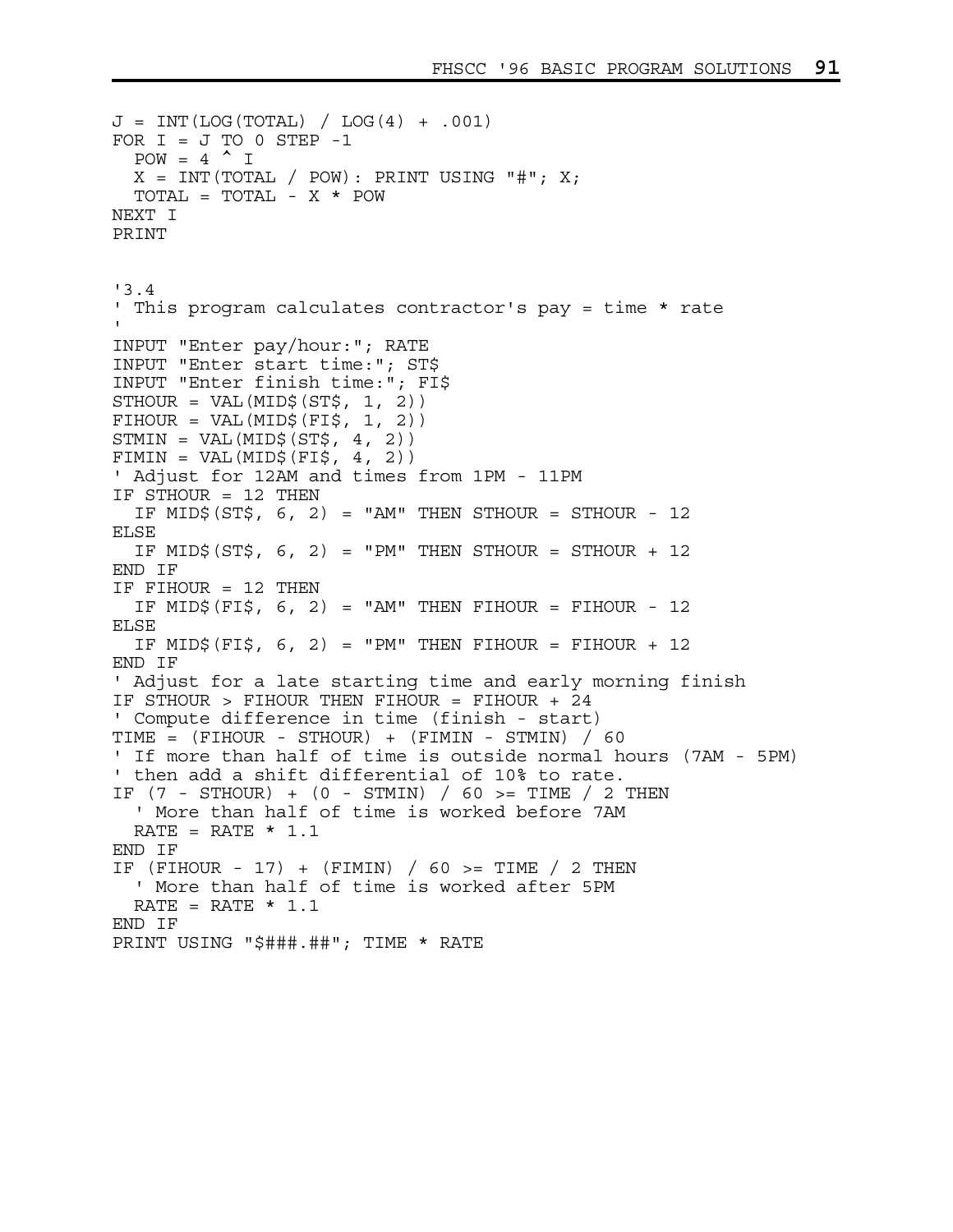```
J = INT(LOG(TOTAL) / LOG(4) + .001)
FOR I = J TO 0 STEP -1
  POW = 4 ^ I
  X = INT(TOTAL / POW): PRINT USING "#"; X;
  TOTAL = TOTAL - X * POW
NEXT I
PRINT


'3.4
' This program calculates contractor's pay = time * rate
'
INPUT "Enter pay/hour:"; RATE
INPUT "Enter start time:"; ST$
INPUT "Enter finish time:"; FI$
STHOUR = VAL(MID$(ST$, 1, 2))
FIHOUR = VAL(MID$(FI$, 1, 2))
STMIN = VAL(MID$(ST$, 4, 2))
FIMIN = VAL(MID$(FI$, 4, 2))
' Adjust for 12AM and times from 1PM - 11PM
IF STHOUR = 12 THEN
  IF MID$(ST$, 6, 2) = "AM" THEN STHOUR = STHOUR - 12
ELSE
  IF MID$(ST$, 6, 2) = "PM" THEN STHOUR = STHOUR + 12
END IF
IF FIHOUR = 12 THEN
  IF MID$(FI$, 6, 2) = "AM" THEN FIHOUR = FIHOUR - 12
ELSE
  IF MID$(FI$, 6, 2) = "PM" THEN FIHOUR = FIHOUR + 12
END IF
' Adjust for a late starting time and early morning finish
IF STHOUR > FIHOUR THEN FIHOUR = FIHOUR + 24
' Compute difference in time (finish - start)
TIME = (FIHOUR - STHOUR) + (FIMIN - STMIN) / 60
' If more than half of time is outside normal hours (7AM - 5PM)
' then add a shift differential of 10% to rate.
IF (7 - STHOUR) + (0 - STMIN) / 60 >= TIME / 2 THEN
  ' More than half of time is worked before 7AM
  RATE = RATE * 1.1
END IF
IF (FIHOUR - 17) + (FIMIN) / 60 >= TIME / 2 THEN
  ' More than half of time is worked after 5PM
  RATE = RATE * 1.1
END IF
PRINT USING "$###.##"; TIME * RATE
```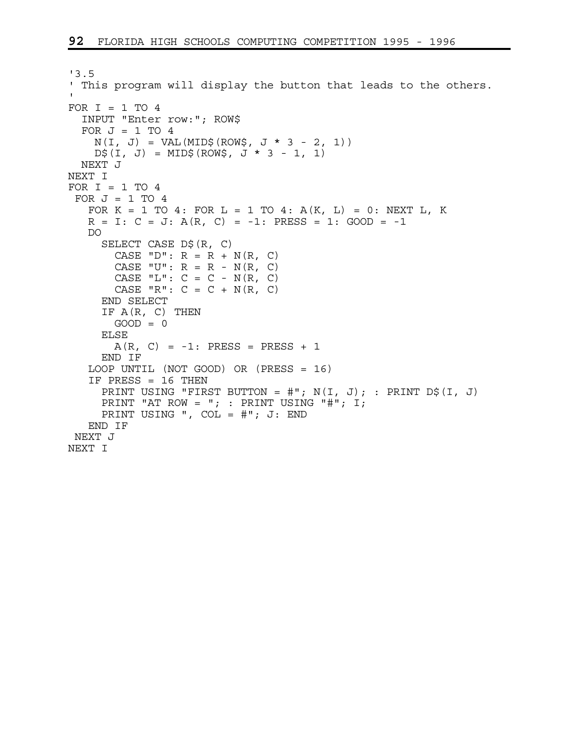```
'3.5
' This program will display the button that leads to the others.
'
FOR I = 1 TO 4
  INPUT "Enter row:"; ROW$
  FOR J = 1 TO 4
    N(I, J) = VAL(MID$(ROW$, J * 3 - 2, 1))
    D$(I, J) = MID$(ROW$, J * 3 - 1, 1)
  NEXT J
NEXT I
FOR I = 1 TO 4
 FOR J = 1 TO 4
   FOR K = 1 TO 4: FOR L = 1 TO 4: A(K, L) = 0: NEXT L, K
   R = I: C = J: A(R, C) = -1: PRESS = 1: GOOD = -1
   DO
     SELECT CASE D$(R, C)
       CASE "D": R = R + N(R, C)
       CASE "U": R = R - N(R, C)
       CASE "L": C = C - N(R, C)
       CASE "R": C = C + N(R, C)
     END SELECT
     IF A(R, C) THEN
       GOOD = 0
     ELSE
       A(R, C) = -1: PRESS = PRESS + 1
     END IF
   LOOP UNTIL (NOT GOOD) OR (PRESS = 16)
   IF PRESS = 16 THEN
     PRINT USING "FIRST BUTTON = #"; N(I, J); : PRINT D$(I, J)
     PRINT "AT ROW = "; : PRINT USING "#"; I;
     PRINT USING ", COL = #"; J: END
   END IF
 NEXT J
NEXT I
```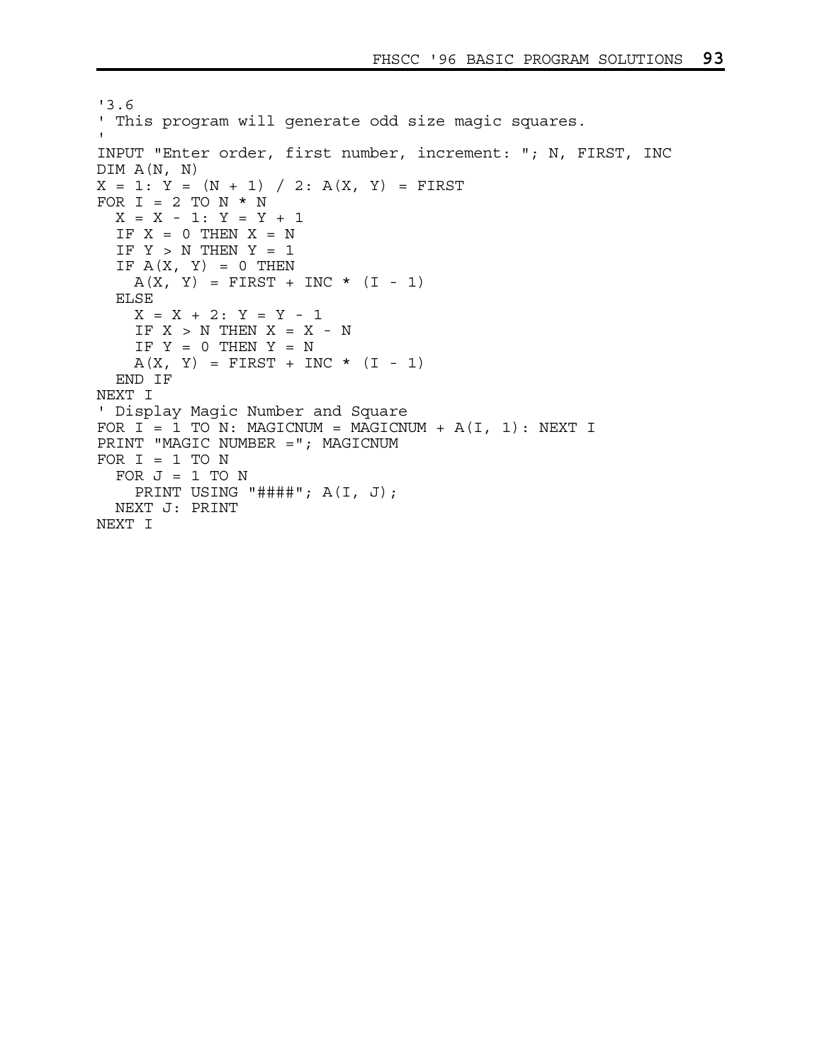```
'3.6
' This program will generate odd size magic squares.
'
INPUT "Enter order, first number, increment: "; N, FIRST, INC
DIM A(N, N)
X = 1: Y = (N + 1) / 2: A(X, Y) = FIRST
FOR I = 2 TO N * N
  X = X - 1: Y = Y + 1
  IF X = 0 THEN X = N
  IF Y > N THEN Y = 1
  IF A(X, Y) = 0 THEN
    A(X, Y) = FIRST + INC * (I - 1)
  ELSE
    X = X + 2: Y = Y - 1
    IF X > N THEN X = X - N
    IF Y = 0 THEN Y = N
    A(X, Y) = FIRST + INC * (I - 1)
  END IF
NEXT I
' Display Magic Number and Square
FOR I = 1 TO N: MAGICNUM = MAGICNUM + A(I, 1): NEXT I
PRINT "MAGIC NUMBER ="; MAGICNUM
FOR I = 1 TO N
  FOR J = 1 TO N
    PRINT USING "####"; A(I, J);
  NEXT J: PRINT
NEXT I
```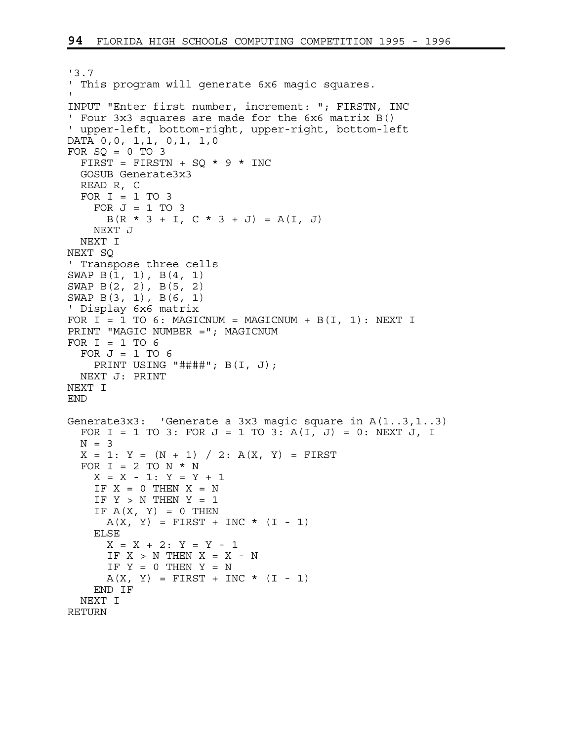```
'3.7
' This program will generate 6x6 magic squares.
'
INPUT "Enter first number, increment: "; FIRSTN, INC
' Four 3x3 squares are made for the 6x6 matrix B()
' upper-left, bottom-right, upper-right, bottom-left
DATA 0,0, 1,1, 0,1, 1,0
FOR SQ = 0 TO 3
  FIRST = FIRSTN + SQ * 9 * INC
  GOSUB Generate3x3
  READ R, C
  FOR I = 1 TO 3
    FOR J = 1 TO 3
      B(R * 3 + I, C * 3 + J) = A(I, J)
    NEXT J
  NEXT I
NEXT SQ
' Transpose three cells
SWAP B(1, 1), B(4, 1)
SWAP B(2, 2), B(5, 2)
SWAP B(3, 1), B(6, 1)
' Display 6x6 matrix
FOR I = 1 TO 6: MAGICNUM = MAGICNUM + B(I, 1): NEXT I
PRINT "MAGIC NUMBER ="; MAGICNUM
FOR I = 1 TO 6
  FOR J = 1 TO 6
    PRINT USING "####"; B(I, J);
  NEXT J: PRINT
NEXT I
END

Generate3x3:  'Generate a 3x3 magic square in A(1..3,1..3)
  FOR I = 1 TO 3: FOR J = 1 TO 3: A(I, J) = 0: NEXT J, I
  N = 3
  X = 1: Y = (N + 1) / 2: A(X, Y) = FIRST
  FOR I = 2 TO N * N
    X = X - 1: Y = Y + 1
    IF X = 0 THEN X = N
    IF Y > N THEN Y = 1
    IF A(X, Y) = 0 THEN
      A(X, Y) = FIRST + INC * (I - 1)
    ELSE
      X = X + 2: Y = Y - 1
      IF X > N THEN X = X - N
      IF Y = 0 THEN Y = N
      A(X, Y) = FIRST + INC * (I - 1)
    END IF
  NEXT I
RETURN
```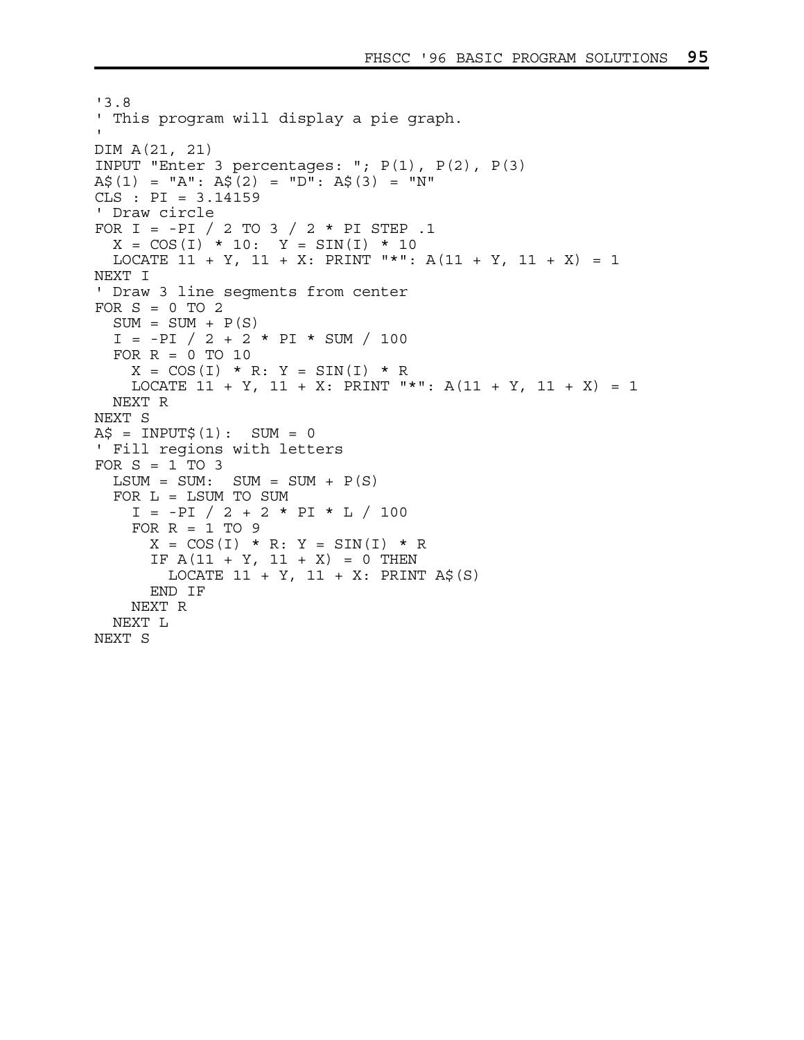```
'3.8
' This program will display a pie graph.
'
DIM A(21, 21)
INPUT "Enter 3 percentages: "; P(1), P(2), P(3)
A$(1) = "A": A$(2) = "D": A$(3) = "N"
CLS : PI = 3.14159
' Draw circle
FOR I = -PI / 2 TO 3 / 2 * PI STEP .1
  X = COS(I) * 10:  Y = SIN(I) * 10
  LOCATE 11 + Y, 11 + X: PRINT "*": A(11 + Y, 11 + X) = 1
NEXT I
' Draw 3 line segments from center
FOR S = 0 TO 2
  SUM = SUM + P(S)
  I = -PI / 2 + 2 * PI * SUM / 100
  FOR R = 0 TO 10
    X = COS(I) * R: Y = SIN(I) * R
    LOCATE 11 + Y, 11 + X: PRINT "*": A(11 + Y, 11 + X) = 1
  NEXT R
NEXT S
A$ = INPUT$(1):  SUM = 0
' Fill regions with letters
FOR S = 1 TO 3
  LSUM = SUM:  SUM = SUM + P(S)
  FOR L = LSUM TO SUM
    I = -PI / 2 + 2 * PI * L / 100
    FOR R = 1 TO 9
      X = COS(I) * R: Y = SIN(I) * R
      IF A(11 + Y, 11 + X) = 0 THEN
        LOCATE 11 + Y, 11 + X: PRINT A$(S)
      END IF
    NEXT R
  NEXT L
NEXT S
```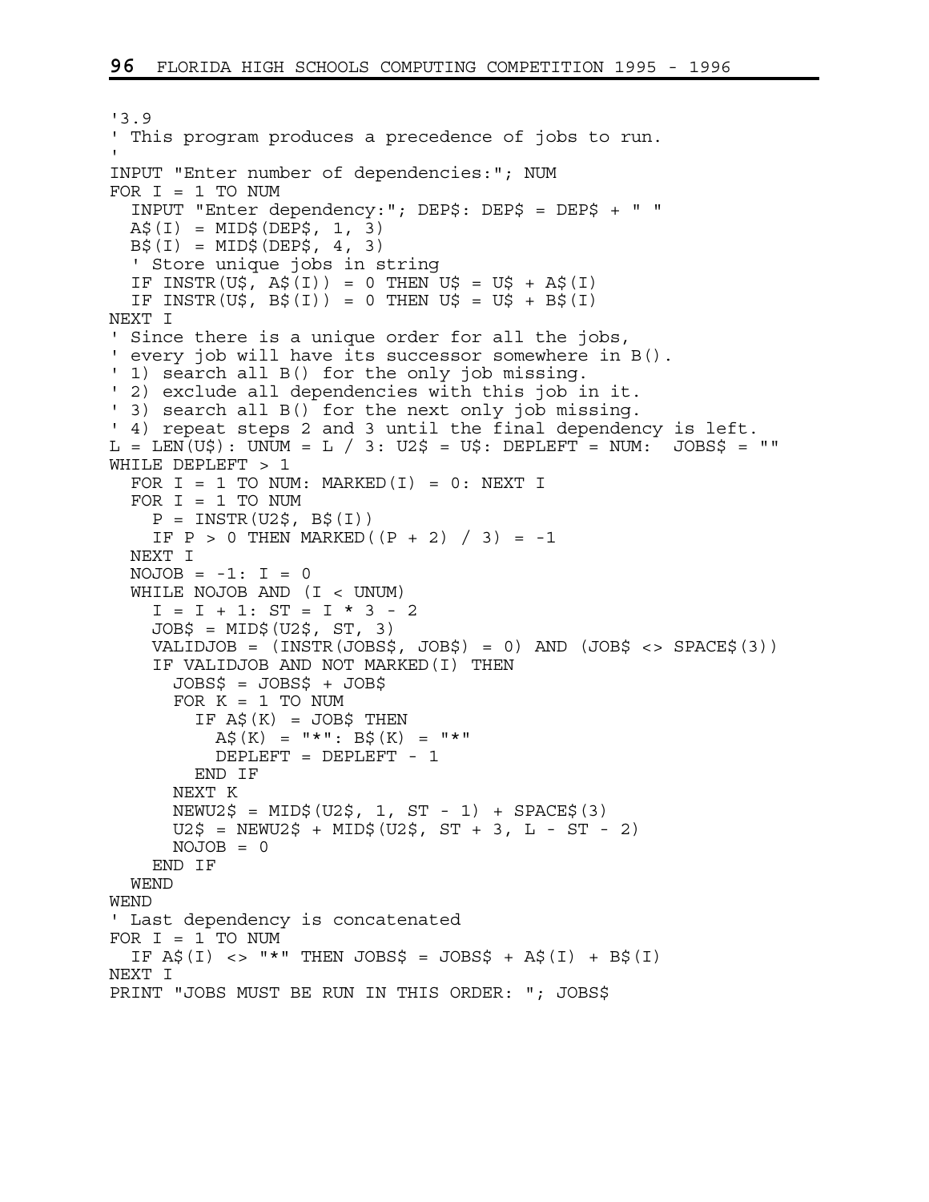```
'3.9
' This program produces a precedence of jobs to run.
'
INPUT "Enter number of dependencies:"; NUM
FOR I = 1 TO NUM
  INPUT "Enter dependency:"; DEP$: DEP$ = DEP$ + " "
  A$(I) = MID$(DEP$, 1, 3)
  B$(I) = MID$(DEP$, 4, 3)
  ' Store unique jobs in string
  IF INSTR(U$, A$(I)) = 0 THEN U$ = U$ + A$(I)
  IF INSTR(U$, B$(I)) = 0 THEN U$ = U$ + B$(I)
NEXT I
' Since there is a unique order for all the jobs,
' every job will have its successor somewhere in B().
' 1) search all B() for the only job missing.
' 2) exclude all dependencies with this job in it.
' 3) search all B() for the next only job missing.
' 4) repeat steps 2 and 3 until the final dependency is left.
L = LEN(U$): UNUM = L / 3: U2$ = U$: DEPLEFT = NUM:  JOBS$ = ""
WHILE DEPLEFT > 1
  FOR I = 1 TO NUM: MARKED(I) = 0: NEXT I
  FOR I = 1 TO NUM
    P = INSTR(U2$, B$(I))
    IF P > 0 THEN MARKED((P + 2) / 3) = -1
  NEXT I
  NOJOB = -1: I = 0
  WHILE NOJOB AND (I < UNUM)
    I = I + 1: ST = I * 3 - 2
    JOB$ = MID$(U2$, ST, 3)
    VALIDJOB = (INSTR(JOBS$, JOB$) = 0) AND (JOB$ <> SPACE$(3))
    IF VALIDJOB AND NOT MARKED(I) THEN
      JOBS$ = JOBS$ + JOB$
      FOR K = 1 TO NUM
        IF A$(K) = JOB$ THEN
          A$(K) = "*": B$(K) = "*"
          DEPLEFT = DEPLEFT - 1
        END IF
      NEXT K
      NEWU2$ = MID$(U2$, 1, ST - 1) + SPACE$(3)
      U2$ = NEWU2$ + MID$(U2$, ST + 3, L - ST - 2)
      NOJOB = 0
    END IF
  WEND
WEND
' Last dependency is concatenated
FOR I = 1 TO NUM
  IF A$(I) <> "*" THEN JOBS$ = JOBS$ + A$(I) + B$(I)
NEXT I
PRINT "JOBS MUST BE RUN IN THIS ORDER: "; JOBS$
```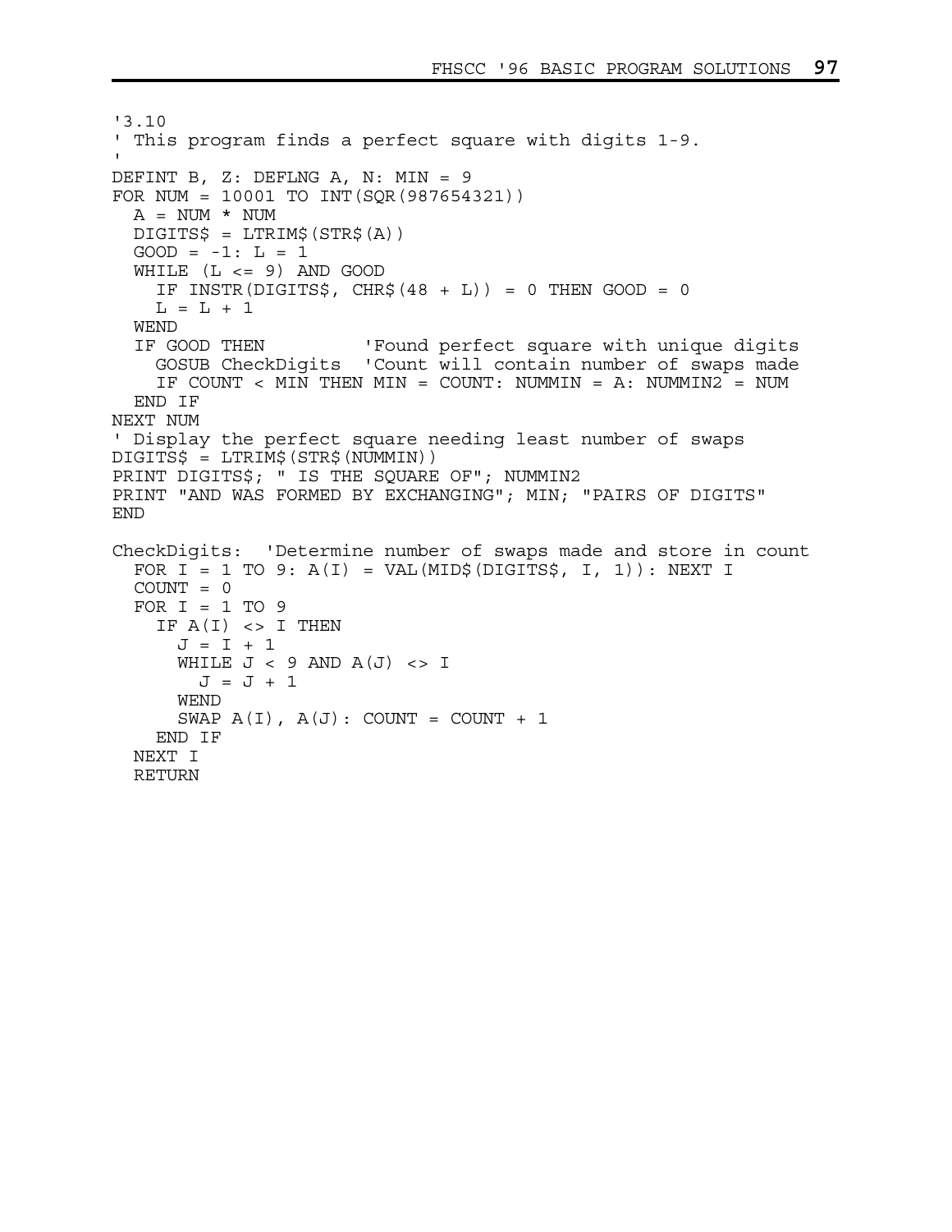```
'3.10
' This program finds a perfect square with digits 1-9.
'
DEFINT B, Z: DEFLNG A, N: MIN = 9
FOR NUM = 10001 TO INT(SQR(987654321))
  A = NUM * NUM
  DIGITS$ = LTRIM$(STR$(A))
  GOOD = -1: L = 1
  WHILE (L <= 9) AND GOOD
    IF INSTR(DIGITS$, CHR$(48 + L)) = 0 THEN GOOD = 0
    L = L + 1
  WEND
  IF GOOD THEN          'Found perfect square with unique digits
    GOSUB CheckDigits  'Count will contain number of swaps made
    IF COUNT < MIN THEN MIN = COUNT: NUMMIN = A: NUMMIN2 = NUM
  END IF
NEXT NUM
' Display the perfect square needing least number of swaps
DIGITS$ = LTRIM$(STR$(NUMMIN))
PRINT DIGITS$; " IS THE SQUARE OF"; NUMMIN2
PRINT "AND WAS FORMED BY EXCHANGING"; MIN; "PAIRS OF DIGITS"
END

CheckDigits:  'Determine number of swaps made and store in count
  FOR I = 1 TO 9: A(I) = VAL(MID$(DIGITS$, I, 1)): NEXT I
  COUNT = 0
  FOR I = 1 TO 9
    IF A(I) <> I THEN
      J = I + 1
      WHILE J < 9 AND A(J) <> I
        J = J + 1
      WEND
      SWAP A(I), A(J): COUNT = COUNT + 1
    END IF
  NEXT I
  RETURN
```